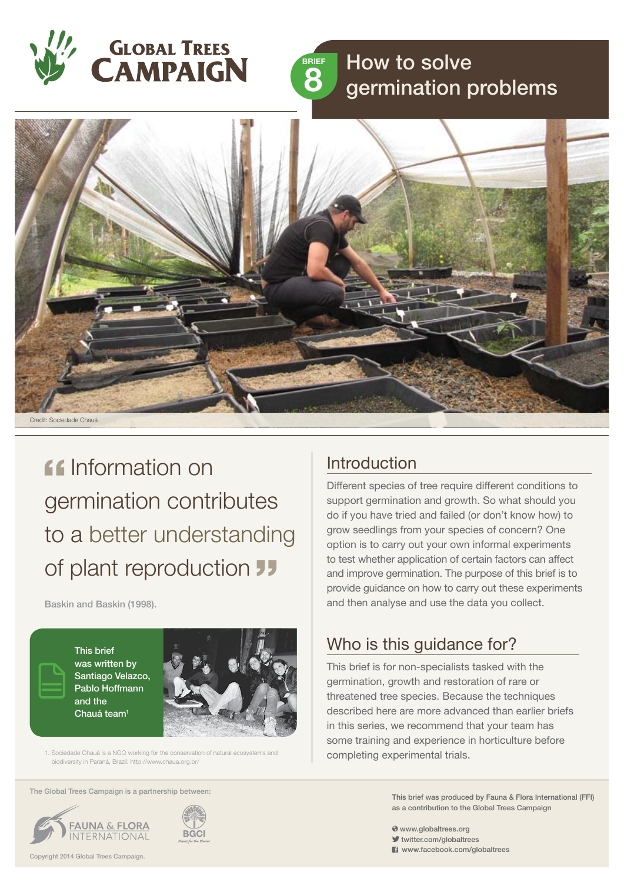# How to solve germination problems

Brief 8

Global Trees Campaign

Credit: Sociedade Chauá

> "Information on germination contributes to a better understanding of plant reproduction"

Baskin and Baskin (1998).

This brief was written by Santiago Velazco, Pablo Hoffmann and the Chauá team[1]

1. Sociedade Chauá is a NGO working for the conservation of natural ecosystems and biodiversity in Paraná, Brazil: http://www.chaua.org.br/

## Introduction

Different species of tree require different conditions to support germination and growth. So what should you do if you have tried and failed (or don't know how) to grow seedlings from your species of concern? One option is to carry out your own informal experiments to test whether application of certain factors can affect and improve germination. The purpose of this brief is to provide guidance on how to carry out these experiments and then analyse and use the data you collect.

## Who is this guidance for?

This brief is for non-specialists tasked with the germination, growth and restoration of rare or threatened tree species. Because the techniques described here are more advanced than earlier briefs in this series, we recommend that your team has some training and experience in horticulture before completing experimental trials.

The Global Trees Campaign is a partnership between: Fauna & Flora International, BGCI

This brief was produced by Fauna & Flora International (FFI) as a contribution to the Global Trees Campaign

www.globaltrees.org
twitter.com/globaltrees
www.facebook.com/globaltrees

Copyright 2014 Global Trees Campaign.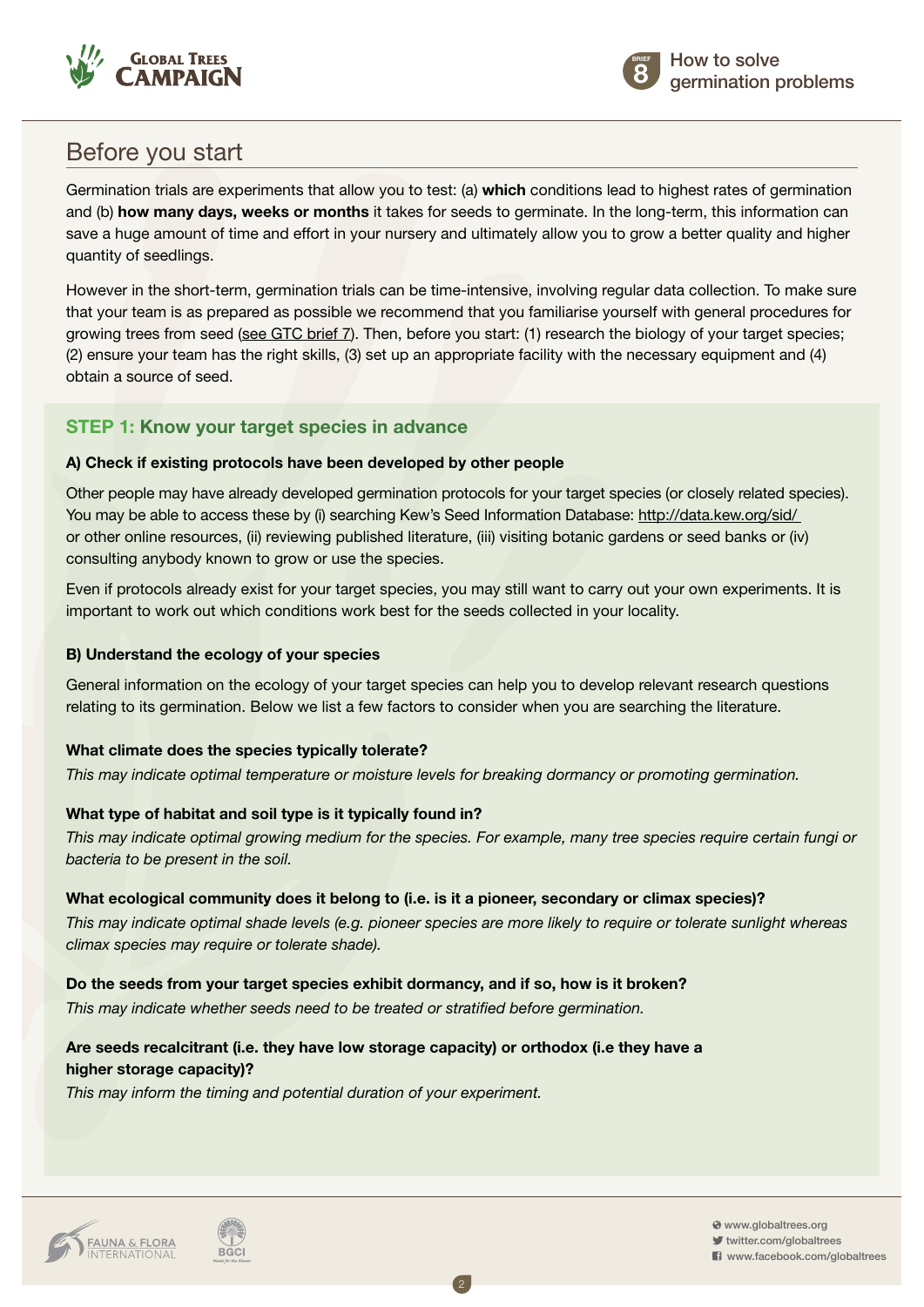## Before you start

Germination trials are experiments that allow you to test: (a) **which** conditions lead to highest rates of germination and (b) **how many days, weeks or months** it takes for seeds to germinate. In the long-term, this information can save a huge amount of time and effort in your nursery and ultimately allow you to grow a better quality and higher quantity of seedlings.

However in the short-term, germination trials can be time-intensive, involving regular data collection. To make sure that your team is as prepared as possible we recommend that you familiarise yourself with general procedures for growing trees from seed (see GTC brief 7). Then, before you start: (1) research the biology of your target species; (2) ensure your team has the right skills, (3) set up an appropriate facility with the necessary equipment and (4) obtain a source of seed.

### STEP 1: Know your target species in advance

#### A) Check if existing protocols have been developed by other people

Other people may have already developed germination protocols for your target species (or closely related species). You may be able to access these by (i) searching Kew's Seed Information Database: http://data.kew.org/sid/ or other online resources, (ii) reviewing published literature, (iii) visiting botanic gardens or seed banks or (iv) consulting anybody known to grow or use the species.

Even if protocols already exist for your target species, you may still want to carry out your own experiments. It is important to work out which conditions work best for the seeds collected in your locality.

#### B) Understand the ecology of your species

General information on the ecology of your target species can help you to develop relevant research questions relating to its germination. Below we list a few factors to consider when you are searching the literature.

**What climate does the species typically tolerate?**
*This may indicate optimal temperature or moisture levels for breaking dormancy or promoting germination.*

**What type of habitat and soil type is it typically found in?**
*This may indicate optimal growing medium for the species. For example, many tree species require certain fungi or bacteria to be present in the soil.*

**What ecological community does it belong to (i.e. is it a pioneer, secondary or climax species)?**
*This may indicate optimal shade levels (e.g. pioneer species are more likely to require or tolerate sunlight whereas climax species may require or tolerate shade).*

**Do the seeds from your target species exhibit dormancy, and if so, how is it broken?**
*This may indicate whether seeds need to be treated or stratified before germination.*

**Are seeds recalcitrant (i.e. they have low storage capacity) or orthodox (i.e they have a higher storage capacity)?**
*This may inform the timing and potential duration of your experiment.*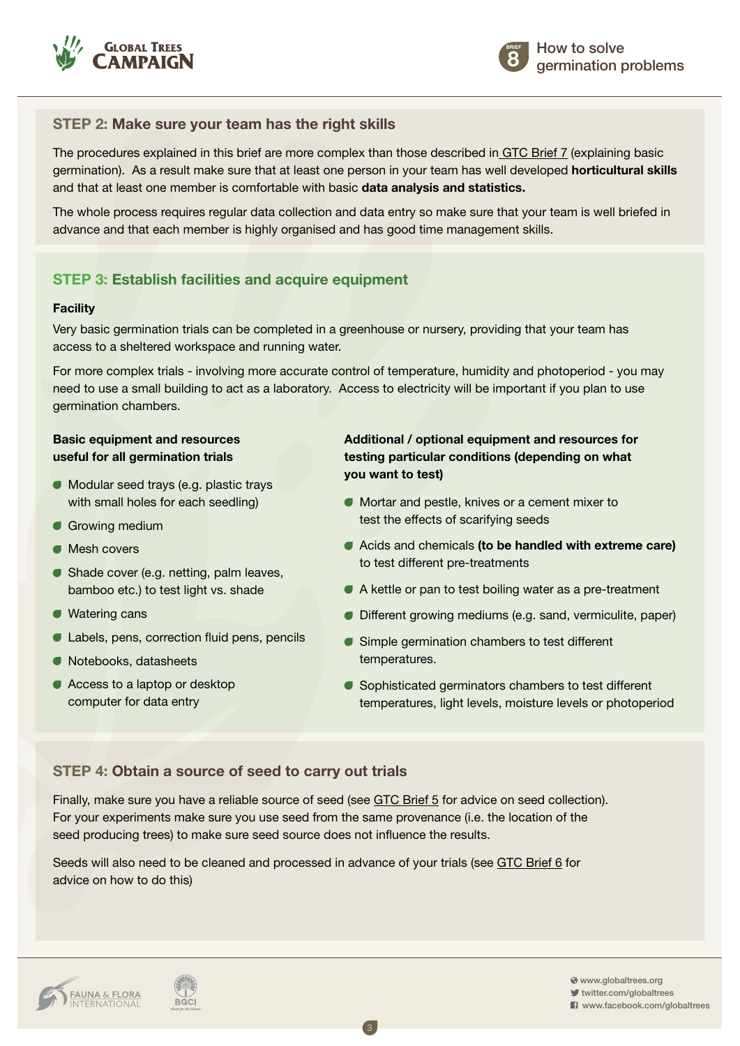## STEP 2: Make sure your team has the right skills

The procedures explained in this brief are more complex than those described in GTC Brief 7 (explaining basic germination). As a result make sure that at least one person in your team has well developed **horticultural skills** and that at least one member is comfortable with basic **data analysis and statistics.**

The whole process requires regular data collection and data entry so make sure that your team is well briefed in advance and that each member is highly organised and has good time management skills.

## STEP 3: Establish facilities and acquire equipment

**Facility**

Very basic germination trials can be completed in a greenhouse or nursery, providing that your team has access to a sheltered workspace and running water.

For more complex trials - involving more accurate control of temperature, humidity and photoperiod - you may need to use a small building to act as a laboratory. Access to electricity will be important if you plan to use germination chambers.

**Basic equipment and resources useful for all germination trials**

- Modular seed trays (e.g. plastic trays with small holes for each seedling)
- Growing medium
- Mesh covers
- Shade cover (e.g. netting, palm leaves, bamboo etc.) to test light vs. shade
- Watering cans
- Labels, pens, correction fluid pens, pencils
- Notebooks, datasheets
- Access to a laptop or desktop computer for data entry

**Additional / optional equipment and resources for testing particular conditions (depending on what you want to test)**

- Mortar and pestle, knives or a cement mixer to test the effects of scarifying seeds
- Acids and chemicals **(to be handled with extreme care)** to test different pre-treatments
- A kettle or pan to test boiling water as a pre-treatment
- Different growing mediums (e.g. sand, vermiculite, paper)
- Simple germination chambers to test different temperatures.
- Sophisticated germinators chambers to test different temperatures, light levels, moisture levels or photoperiod

## STEP 4: Obtain a source of seed to carry out trials

Finally, make sure you have a reliable source of seed (see GTC Brief 5 for advice on seed collection). For your experiments make sure you use seed from the same provenance (i.e. the location of the seed producing trees) to make sure seed source does not influence the results.

Seeds will also need to be cleaned and processed in advance of your trials (see GTC Brief 6 for advice on how to do this)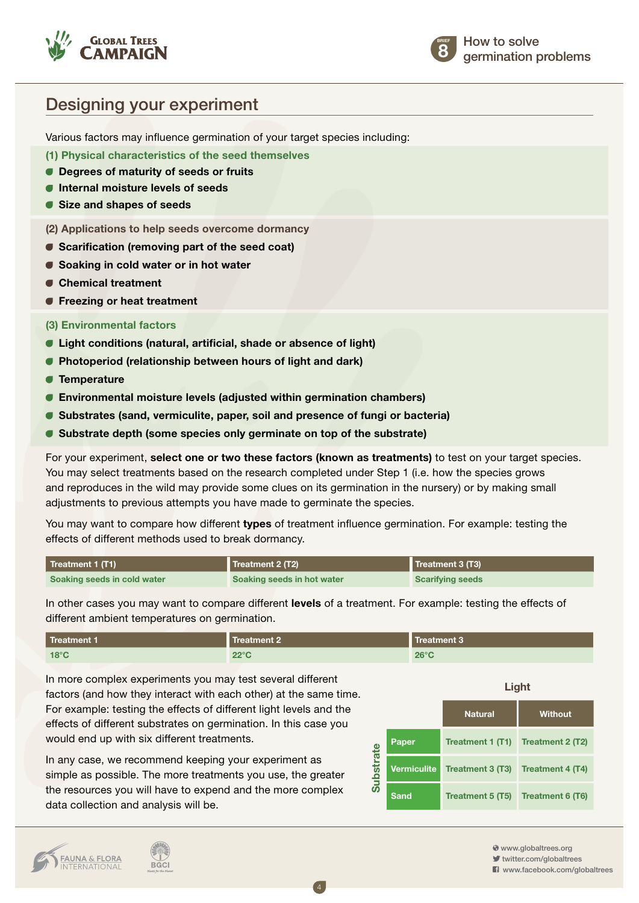## Designing your experiment

Various factors may influence germination of your target species including:

**(1) Physical characteristics of the seed themselves**

- **Degrees of maturity of seeds or fruits**
- **Internal moisture levels of seeds**
- **Size and shapes of seeds**

**(2) Applications to help seeds overcome dormancy**

- **Scarification (removing part of the seed coat)**
- **Soaking in cold water or in hot water**
- **Chemical treatment**
- **Freezing or heat treatment**

**(3) Environmental factors**

- **Light conditions (natural, artificial, shade or absence of light)**
- **Photoperiod (relationship between hours of light and dark)**
- **Temperature**
- **Environmental moisture levels (adjusted within germination chambers)**
- **Substrates (sand, vermiculite, paper, soil and presence of fungi or bacteria)**
- **Substrate depth (some species only germinate on top of the substrate)**

For your experiment, **select one or two these factors (known as treatments)** to test on your target species. You may select treatments based on the research completed under Step 1 (i.e. how the species grows and reproduces in the wild may provide some clues on its germination in the nursery) or by making small adjustments to previous attempts you have made to germinate the species.

You may want to compare how different **types** of treatment influence germination. For example: testing the effects of different methods used to break dormancy.

| Treatment 1 (T1) | Treatment 2 (T2) | Treatment 3 (T3) |
|---|---|---|
| Soaking seeds in cold water | Soaking seeds in hot water | Scarifying seeds |

In other cases you may want to compare different **levels** of a treatment. For example: testing the effects of different ambient temperatures on germination.

| Treatment 1 | Treatment 2 | Treatment 3 |
|---|---|---|
| 18°C | 22°C | 26°C |

In more complex experiments you may test several different factors (and how they interact with each other) at the same time. For example: testing the effects of different light levels and the effects of different substrates on germination. In this case you would end up with six different treatments.

In any case, we recommend keeping your experiment as simple as possible. The more treatments you use, the greater the resources you will have to expend and the more complex data collection and analysis will be.

| Substrate | Light: Natural | Light: Without |
|---|---|---|
| Paper | Treatment 1 (T1) | Treatment 2 (T2) |
| Vermiculite | Treatment 3 (T3) | Treatment 4 (T4) |
| Sand | Treatment 5 (T5) | Treatment 6 (T6) |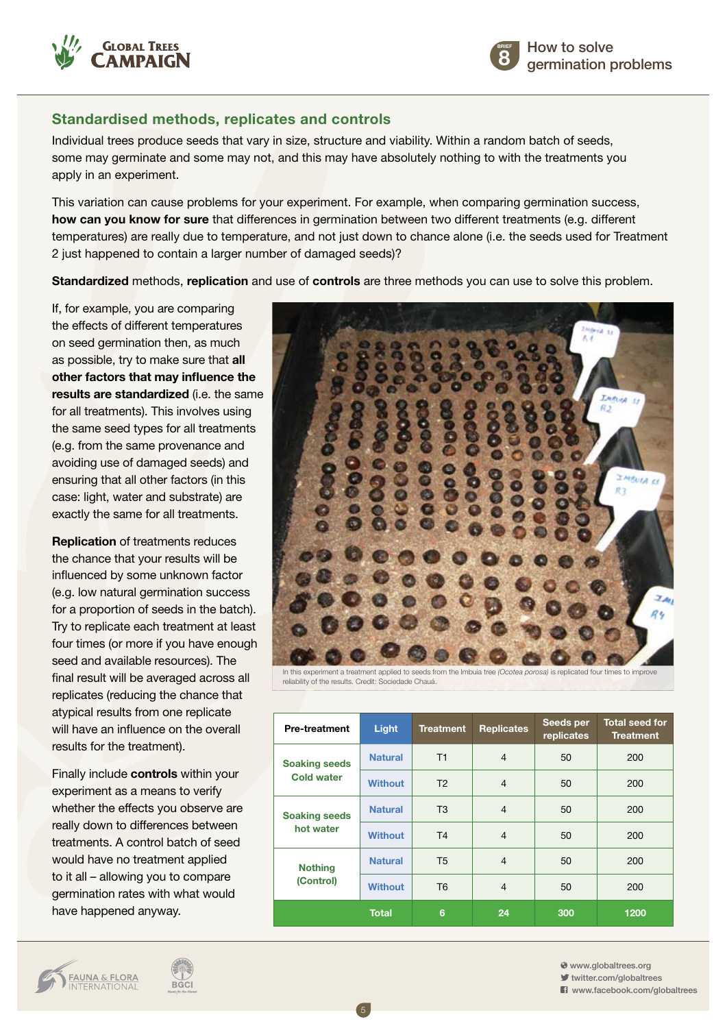## Standardised methods, replicates and controls

Individual trees produce seeds that vary in size, structure and viability. Within a random batch of seeds, some may germinate and some may not, and this may have absolutely nothing to with the treatments you apply in an experiment.

This variation can cause problems for your experiment. For example, when comparing germination success, **how can you know for sure** that differences in germination between two different treatments (e.g. different temperatures) are really due to temperature, and not just down to chance alone (i.e. the seeds used for Treatment 2 just happened to contain a larger number of damaged seeds)?

**Standardized** methods, **replication** and use of **controls** are three methods you can use to solve this problem.

If, for example, you are comparing the effects of different temperatures on seed germination then, as much as possible, try to make sure that **all other factors that may influence the results are standardized** (i.e. the same for all treatments). This involves using the same seed types for all treatments (e.g. from the same provenance and avoiding use of damaged seeds) and ensuring that all other factors (in this case: light, water and substrate) are exactly the same for all treatments.

**Replication** of treatments reduces the chance that your results will be influenced by some unknown factor (e.g. low natural germination success for a proportion of seeds in the batch). Try to replicate each treatment at least four times (or more if you have enough seed and available resources). The final result will be averaged across all replicates (reducing the chance that atypical results from one replicate will have an influence on the overall results for the treatment).

Finally include **controls** within your experiment as a means to verify whether the effects you observe are really down to differences between treatments. A control batch of seed would have no treatment applied to it at all – allowing you to compare germination rates with what would have happened anyway.

In this experiment a treatment applied to seeds from the Imbuia tree *(Ocotea porosa)* is replicated four times to improve reliability of the results. Credit: Sociedade Chauá.

| Pre-treatment | Light | Treatment | Replicates | Seeds per replicates | Total seed for Treatment |
|---|---|---|---|---|---|
| Soaking seeds Cold water | Natural | T1 | 4 | 50 | 200 |
| | Without | T2 | 4 | 50 | 200 |
| Soaking seeds hot water | Natural | T3 | 4 | 50 | 200 |
| | Without | T4 | 4 | 50 | 200 |
| Nothing (Control) | Natural | T5 | 4 | 50 | 200 |
| | Without | T6 | 4 | 50 | 200 |
| | Total | 6 | 24 | 300 | 1200 |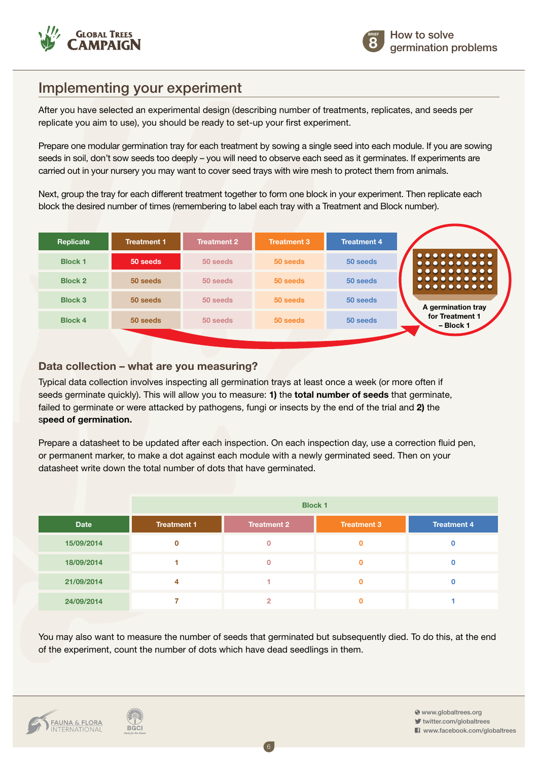## Implementing your experiment

After you have selected an experimental design (describing number of treatments, replicates, and seeds per replicate you aim to use), you should be ready to set-up your first experiment.

Prepare one modular germination tray for each treatment by sowing a single seed into each module. If you are sowing seeds in soil, don't sow seeds too deeply – you will need to observe each seed as it germinates. If experiments are carried out in your nursery you may want to cover seed trays with wire mesh to protect them from animals.

Next, group the tray for each different treatment together to form one block in your experiment. Then replicate each block the desired number of times (remembering to label each tray with a Treatment and Block number).

| Replicate | Treatment 1 | Treatment 2 | Treatment 3 | Treatment 4 |
|---|---|---|---|---|
| Block 1 | 50 seeds | 50 seeds | 50 seeds | 50 seeds |
| Block 2 | 50 seeds | 50 seeds | 50 seeds | 50 seeds |
| Block 3 | 50 seeds | 50 seeds | 50 seeds | 50 seeds |
| Block 4 | 50 seeds | 50 seeds | 50 seeds | 50 seeds |

A germination tray for Treatment 1 – Block 1

### Data collection – what are you measuring?

Typical data collection involves inspecting all germination trays at least once a week (or more often if seeds germinate quickly). This will allow you to measure: **1)** the **total number of seeds** that germinate, failed to germinate or were attacked by pathogens, fungi or insects by the end of the trial and **2)** the **speed of germination.**

Prepare a datasheet to be updated after each inspection. On each inspection day, use a correction fluid pen, or permanent marker, to make a dot against each module with a newly germinated seed. Then on your datasheet write down the total number of dots that have germinated.

| | Block 1 | | | |
|---|---|---|---|---|
| Date | Treatment 1 | Treatment 2 | Treatment 3 | Treatment 4 |
| 15/09/2014 | 0 | 0 | 0 | 0 |
| 18/09/2014 | 1 | 0 | 0 | 0 |
| 21/09/2014 | 4 | 1 | 0 | 0 |
| 24/09/2014 | 7 | 2 | 0 | 1 |

You may also want to measure the number of seeds that germinated but subsequently died. To do this, at the end of the experiment, count the number of dots which have dead seedlings in them.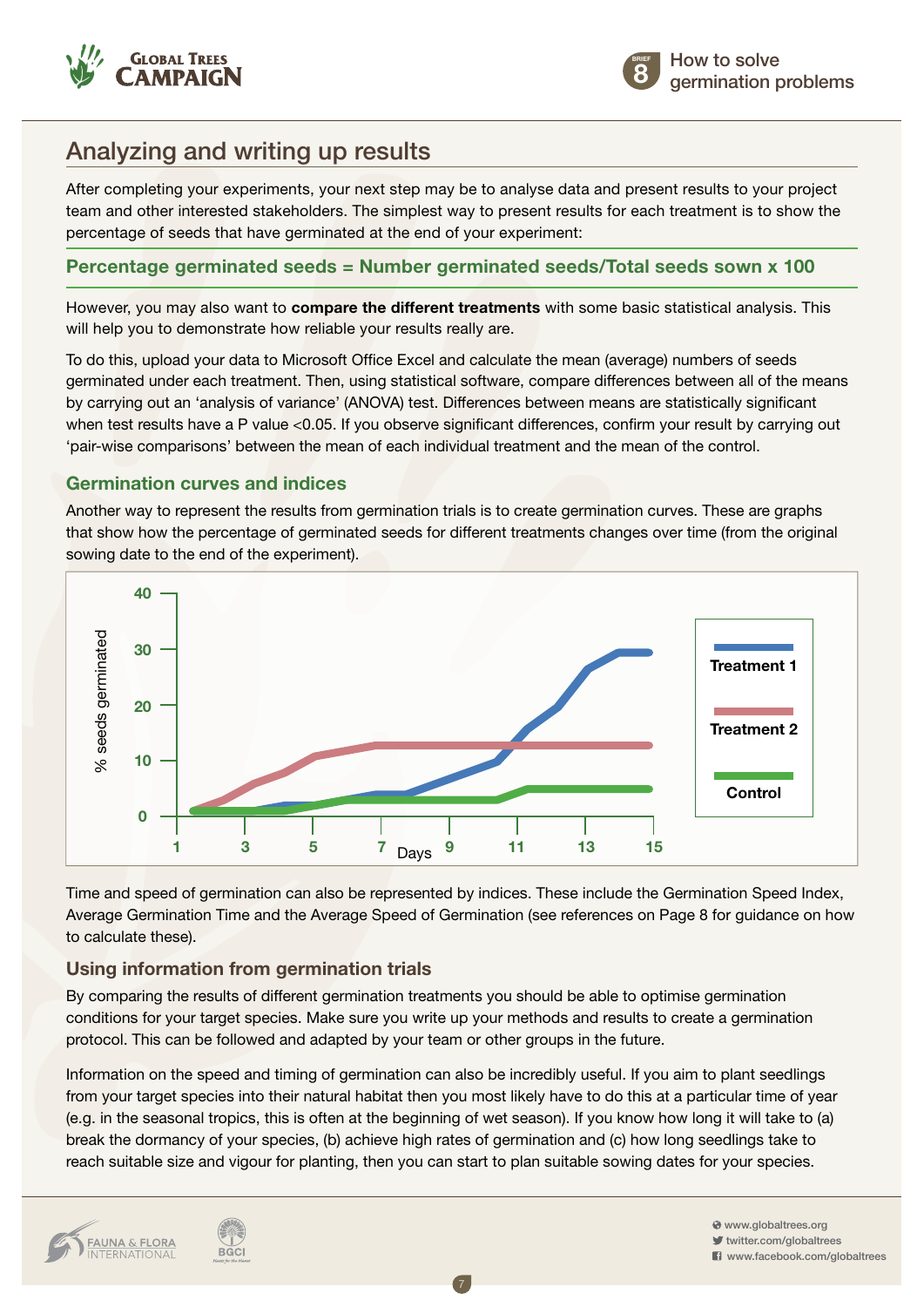## Analyzing and writing up results

After completing your experiments, your next step may be to analyse data and present results to your project team and other interested stakeholders. The simplest way to present results for each treatment is to show the percentage of seeds that have germinated at the end of your experiment:

**Percentage germinated seeds = Number germinated seeds/Total seeds sown x 100**

However, you may also want to **compare the different treatments** with some basic statistical analysis. This will help you to demonstrate how reliable your results really are.

To do this, upload your data to Microsoft Office Excel and calculate the mean (average) numbers of seeds germinated under each treatment. Then, using statistical software, compare differences between all of the means by carrying out an 'analysis of variance' (ANOVA) test. Differences between means are statistically significant when test results have a P value $<0.05$. If you observe significant differences, confirm your result by carrying out 'pair-wise comparisons' between the mean of each individual treatment and the mean of the control.

### Germination curves and indices

Another way to represent the results from germination trials is to create germination curves. These are graphs that show how the percentage of germinated seeds for different treatments changes over time (from the original sowing date to the end of the experiment).

Time and speed of germination can also be represented by indices. These include the Germination Speed Index, Average Germination Time and the Average Speed of Germination (see references on Page 8 for guidance on how to calculate these).

### Using information from germination trials

By comparing the results of different germination treatments you should be able to optimise germination conditions for your target species. Make sure you write up your methods and results to create a germination protocol. This can be followed and adapted by your team or other groups in the future.

Information on the speed and timing of germination can also be incredibly useful. If you aim to plant seedlings from your target species into their natural habitat then you most likely have to do this at a particular time of year (e.g. in the seasonal tropics, this is often at the beginning of wet season). If you know how long it will take to (a) break the dormancy of your species, (b) achieve high rates of germination and (c) how long seedlings take to reach suitable size and vigour for planting, then you can start to plan suitable sowing dates for your species.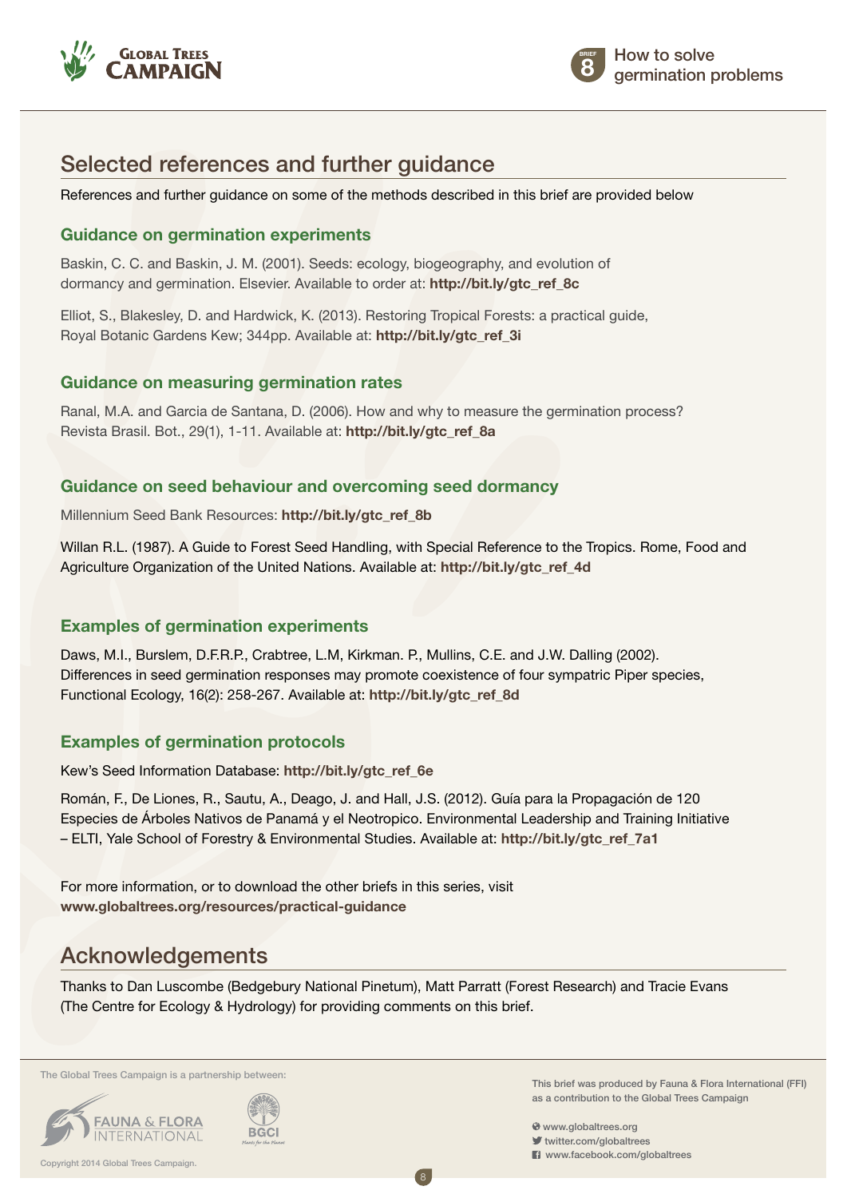## Selected references and further guidance

References and further guidance on some of the methods described in this brief are provided below

### Guidance on germination experiments

Baskin, C. C. and Baskin, J. M. (2001). Seeds: ecology, biogeography, and evolution of dormancy and germination. Elsevier. Available to order at: **http://bit.ly/gtc_ref_8c**

Elliot, S., Blakesley, D. and Hardwick, K. (2013). Restoring Tropical Forests: a practical guide, Royal Botanic Gardens Kew; 344pp. Available at: **http://bit.ly/gtc_ref_3i**

### Guidance on measuring germination rates

Ranal, M.A. and Garcia de Santana, D. (2006). How and why to measure the germination process? Revista Brasil. Bot., 29(1), 1-11. Available at: **http://bit.ly/gtc_ref_8a**

### Guidance on seed behaviour and overcoming seed dormancy

Millennium Seed Bank Resources: **http://bit.ly/gtc_ref_8b**

Willan R.L. (1987). A Guide to Forest Seed Handling, with Special Reference to the Tropics. Rome, Food and Agriculture Organization of the United Nations. Available at: **http://bit.ly/gtc_ref_4d**

### Examples of germination experiments

Daws, M.I., Burslem, D.F.R.P., Crabtree, L.M, Kirkman. P., Mullins, C.E. and J.W. Dalling (2002). Differences in seed germination responses may promote coexistence of four sympatric Piper species, Functional Ecology, 16(2): 258-267. Available at: **http://bit.ly/gtc_ref_8d**

### Examples of germination protocols

Kew's Seed Information Database: **http://bit.ly/gtc_ref_6e**

Román, F., De Liones, R., Sautu, A., Deago, J. and Hall, J.S. (2012). Guía para la Propagación de 120 Especies de Árboles Nativos de Panamá y el Neotropico. Environmental Leadership and Training Initiative – ELTI, Yale School of Forestry & Environmental Studies. Available at: **http://bit.ly/gtc_ref_7a1**

For more information, or to download the other briefs in this series, visit **www.globaltrees.org/resources/practical-guidance**

## Acknowledgements

Thanks to Dan Luscombe (Bedgebury National Pinetum), Matt Parratt (Forest Research) and Tracie Evans (The Centre for Ecology & Hydrology) for providing comments on this brief.

The Global Trees Campaign is a partnership between:

FAUNA & FLORA INTERNATIONAL

BGCI

Copyright 2014 Global Trees Campaign.

This brief was produced by Fauna & Flora International (FFI) as a contribution to the Global Trees Campaign

www.globaltrees.org
twitter.com/globaltrees
www.facebook.com/globaltrees